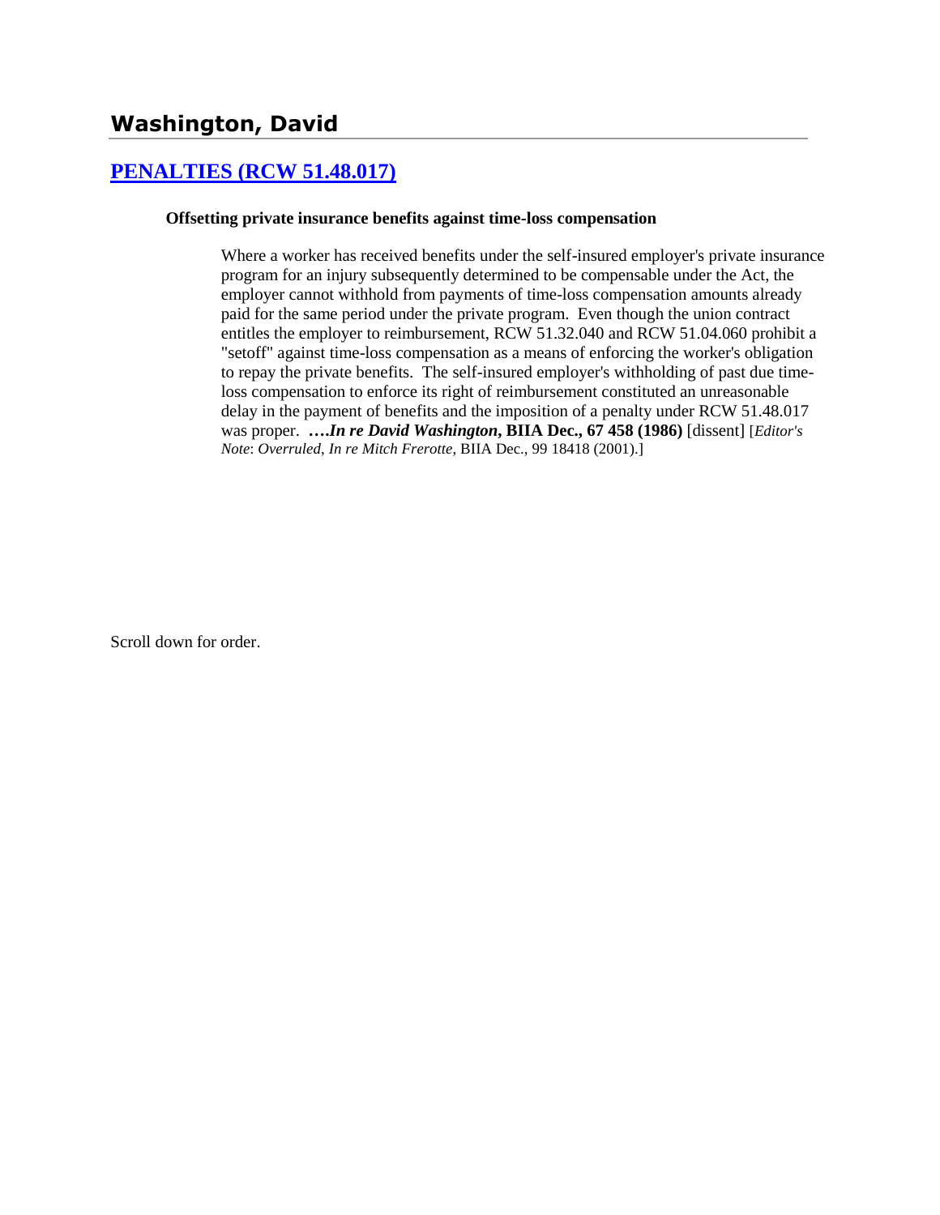# Washington, David

## PENALTIES (RCW 51.48.017)

**Offsetting private insurance benefits against time-loss compensation**

Where a worker has received benefits under the self-insured employer's private insurance program for an injury subsequently determined to be compensable under the Act, the employer cannot withhold from payments of time-loss compensation amounts already paid for the same period under the private program. Even though the union contract entitles the employer to reimbursement, RCW 51.32.040 and RCW 51.04.060 prohibit a "setoff" against time-loss compensation as a means of enforcing the worker's obligation to repay the private benefits. The self-insured employer's withholding of past due time-loss compensation to enforce its right of reimbursement constituted an unreasonable delay in the payment of benefits and the imposition of a penalty under RCW 51.48.017 was proper. ***….In re David Washington*, BIIA Dec., 67 458 (1986)** [dissent] [*Editor's Note*: *Overruled, In re Mitch Frerotte,* BIIA Dec., 99 18418 (2001).]

Scroll down for order.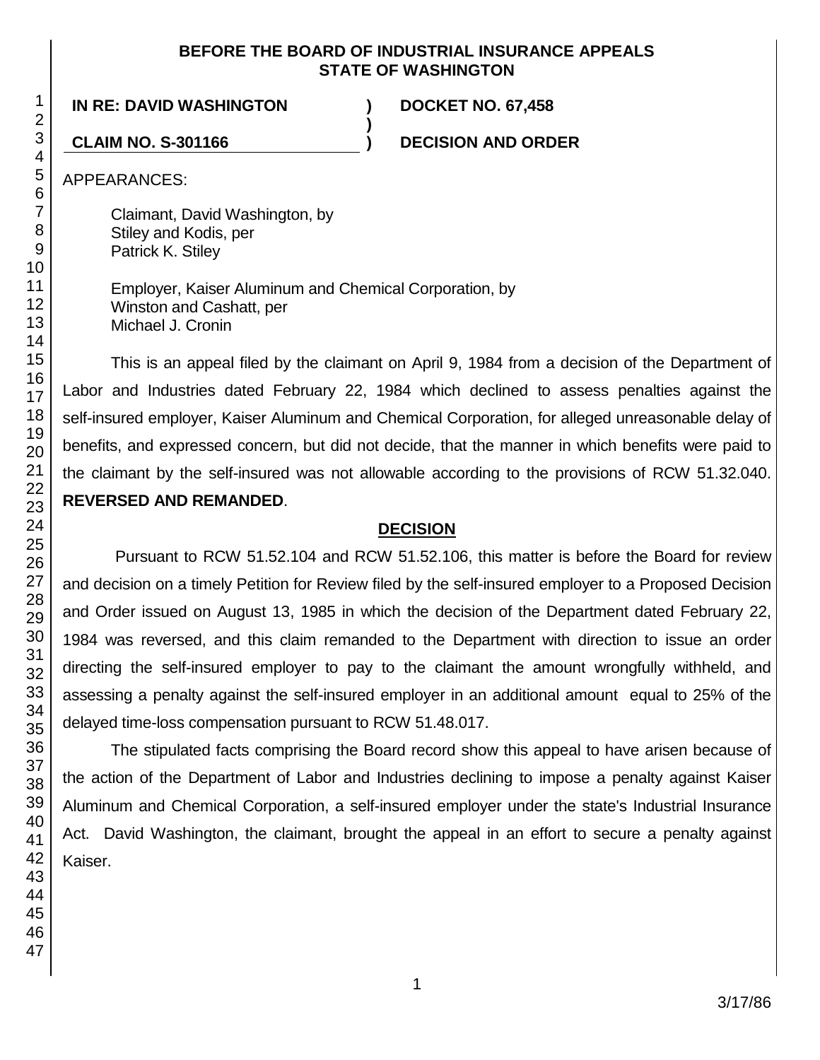**BEFORE THE BOARD OF INDUSTRIAL INSURANCE APPEALS**
**STATE OF WASHINGTON**

| | | |
|---|---|---|
| **IN RE: DAVID WASHINGTON** | **)** | **DOCKET NO. 67,458** |
| | **)** | |
| **CLAIM NO. S-301166** | **)** | **DECISION AND ORDER** |

APPEARANCES:

Claimant, David Washington, by
Stiley and Kodis, per
Patrick K. Stiley

Employer, Kaiser Aluminum and Chemical Corporation, by
Winston and Cashatt, per
Michael J. Cronin

This is an appeal filed by the claimant on April 9, 1984 from a decision of the Department of Labor and Industries dated February 22, 1984 which declined to assess penalties against the self-insured employer, Kaiser Aluminum and Chemical Corporation, for alleged unreasonable delay of benefits, and expressed concern, but did not decide, that the manner in which benefits were paid to the claimant by the self-insured was not allowable according to the provisions of RCW 51.32.040. **REVERSED AND REMANDED**.

## DECISION

Pursuant to RCW 51.52.104 and RCW 51.52.106, this matter is before the Board for review and decision on a timely Petition for Review filed by the self-insured employer to a Proposed Decision and Order issued on August 13, 1985 in which the decision of the Department dated February 22, 1984 was reversed, and this claim remanded to the Department with direction to issue an order directing the self-insured employer to pay to the claimant the amount wrongfully withheld, and assessing a penalty against the self-insured employer in an additional amount equal to 25% of the delayed time-loss compensation pursuant to RCW 51.48.017.

The stipulated facts comprising the Board record show this appeal to have arisen because of the action of the Department of Labor and Industries declining to impose a penalty against Kaiser Aluminum and Chemical Corporation, a self-insured employer under the state's Industrial Insurance Act. David Washington, the claimant, brought the appeal in an effort to secure a penalty against Kaiser.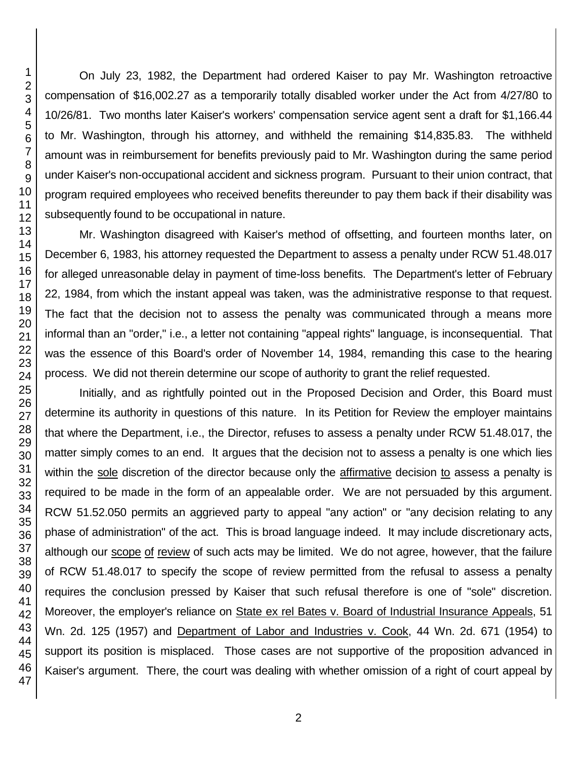On July 23, 1982, the Department had ordered Kaiser to pay Mr. Washington retroactive compensation of $16,002.27 as a temporarily totally disabled worker under the Act from 4/27/80 to 10/26/81. Two months later Kaiser's workers' compensation service agent sent a draft for $1,166.44 to Mr. Washington, through his attorney, and withheld the remaining $14,835.83. The withheld amount was in reimbursement for benefits previously paid to Mr. Washington during the same period under Kaiser's non-occupational accident and sickness program. Pursuant to their union contract, that program required employees who received benefits thereunder to pay them back if their disability was subsequently found to be occupational in nature.

Mr. Washington disagreed with Kaiser's method of offsetting, and fourteen months later, on December 6, 1983, his attorney requested the Department to assess a penalty under RCW 51.48.017 for alleged unreasonable delay in payment of time-loss benefits. The Department's letter of February 22, 1984, from which the instant appeal was taken, was the administrative response to that request. The fact that the decision not to assess the penalty was communicated through a means more informal than an "order," i.e., a letter not containing "appeal rights" language, is inconsequential. That was the essence of this Board's order of November 14, 1984, remanding this case to the hearing process. We did not therein determine our scope of authority to grant the relief requested.

Initially, and as rightfully pointed out in the Proposed Decision and Order, this Board must determine its authority in questions of this nature. In its Petition for Review the employer maintains that where the Department, i.e., the Director, refuses to assess a penalty under RCW 51.48.017, the matter simply comes to an end. It argues that the decision not to assess a penalty is one which lies within the sole discretion of the director because only the affirmative decision to assess a penalty is required to be made in the form of an appealable order. We are not persuaded by this argument. RCW 51.52.050 permits an aggrieved party to appeal "any action" or "any decision relating to any phase of administration" of the act. This is broad language indeed. It may include discretionary acts, although our scope of review of such acts may be limited. We do not agree, however, that the failure of RCW 51.48.017 to specify the scope of review permitted from the refusal to assess a penalty requires the conclusion pressed by Kaiser that such refusal therefore is one of "sole" discretion. Moreover, the employer's reliance on State ex rel Bates v. Board of Industrial Insurance Appeals, 51 Wn. 2d. 125 (1957) and Department of Labor and Industries v. Cook, 44 Wn. 2d. 671 (1954) to support its position is misplaced. Those cases are not supportive of the proposition advanced in Kaiser's argument. There, the court was dealing with whether omission of a right of court appeal by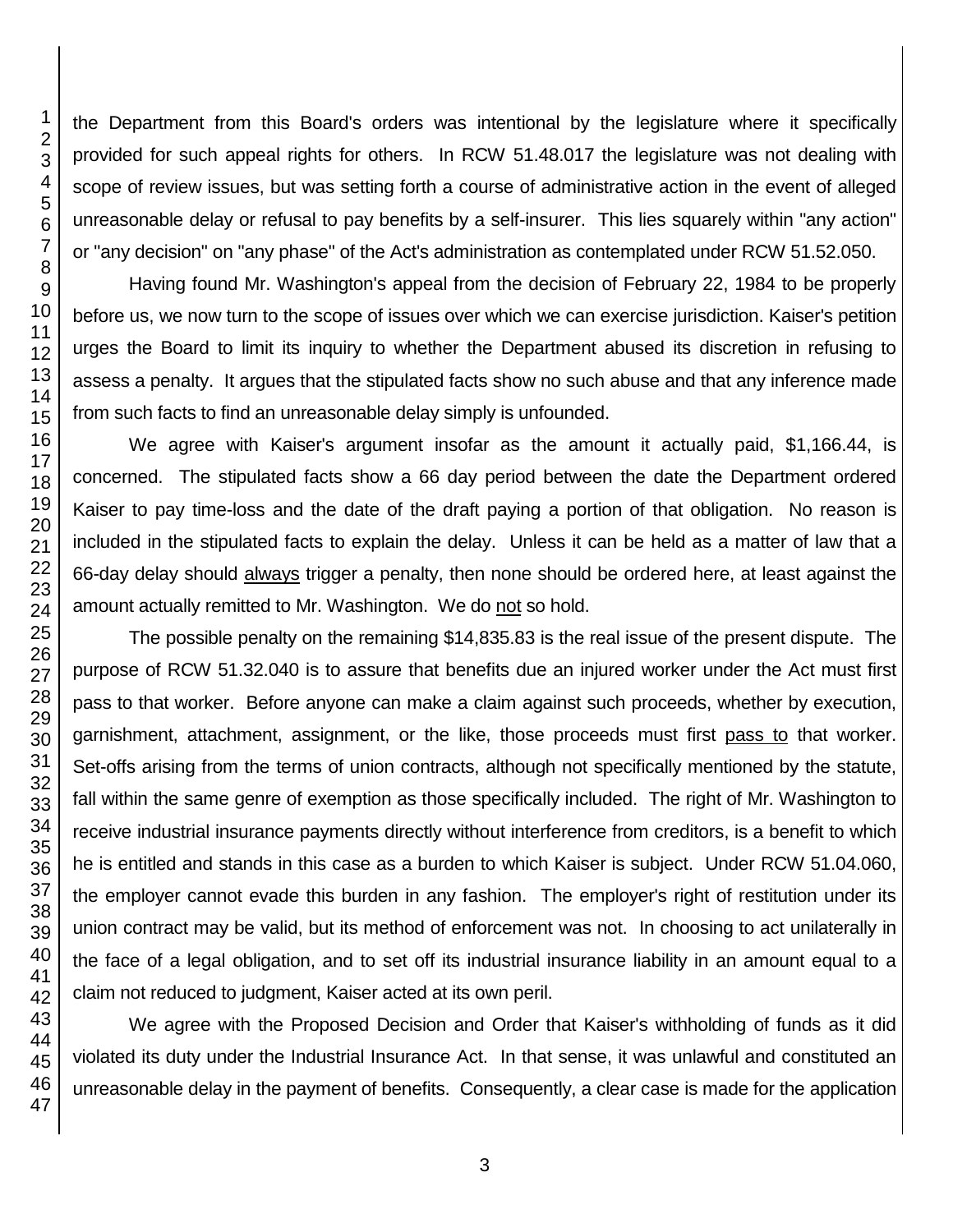the Department from this Board's orders was intentional by the legislature where it specifically provided for such appeal rights for others. In RCW 51.48.017 the legislature was not dealing with scope of review issues, but was setting forth a course of administrative action in the event of alleged unreasonable delay or refusal to pay benefits by a self-insurer. This lies squarely within "any action" or "any decision" on "any phase" of the Act's administration as contemplated under RCW 51.52.050.

Having found Mr. Washington's appeal from the decision of February 22, 1984 to be properly before us, we now turn to the scope of issues over which we can exercise jurisdiction. Kaiser's petition urges the Board to limit its inquiry to whether the Department abused its discretion in refusing to assess a penalty. It argues that the stipulated facts show no such abuse and that any inference made from such facts to find an unreasonable delay simply is unfounded.

We agree with Kaiser's argument insofar as the amount it actually paid, $1,166.44, is concerned. The stipulated facts show a 66 day period between the date the Department ordered Kaiser to pay time-loss and the date of the draft paying a portion of that obligation. No reason is included in the stipulated facts to explain the delay. Unless it can be held as a matter of law that a 66-day delay should <u>always</u> trigger a penalty, then none should be ordered here, at least against the amount actually remitted to Mr. Washington. We do <u>not</u> so hold.

The possible penalty on the remaining $14,835.83 is the real issue of the present dispute. The purpose of RCW 51.32.040 is to assure that benefits due an injured worker under the Act must first pass to that worker. Before anyone can make a claim against such proceeds, whether by execution, garnishment, attachment, assignment, or the like, those proceeds must first <u>pass to</u> that worker. Set-offs arising from the terms of union contracts, although not specifically mentioned by the statute, fall within the same genre of exemption as those specifically included. The right of Mr. Washington to receive industrial insurance payments directly without interference from creditors, is a benefit to which he is entitled and stands in this case as a burden to which Kaiser is subject. Under RCW 51.04.060, the employer cannot evade this burden in any fashion. The employer's right of restitution under its union contract may be valid, but its method of enforcement was not. In choosing to act unilaterally in the face of a legal obligation, and to set off its industrial insurance liability in an amount equal to a claim not reduced to judgment, Kaiser acted at its own peril.

We agree with the Proposed Decision and Order that Kaiser's withholding of funds as it did violated its duty under the Industrial Insurance Act. In that sense, it was unlawful and constituted an unreasonable delay in the payment of benefits. Consequently, a clear case is made for the application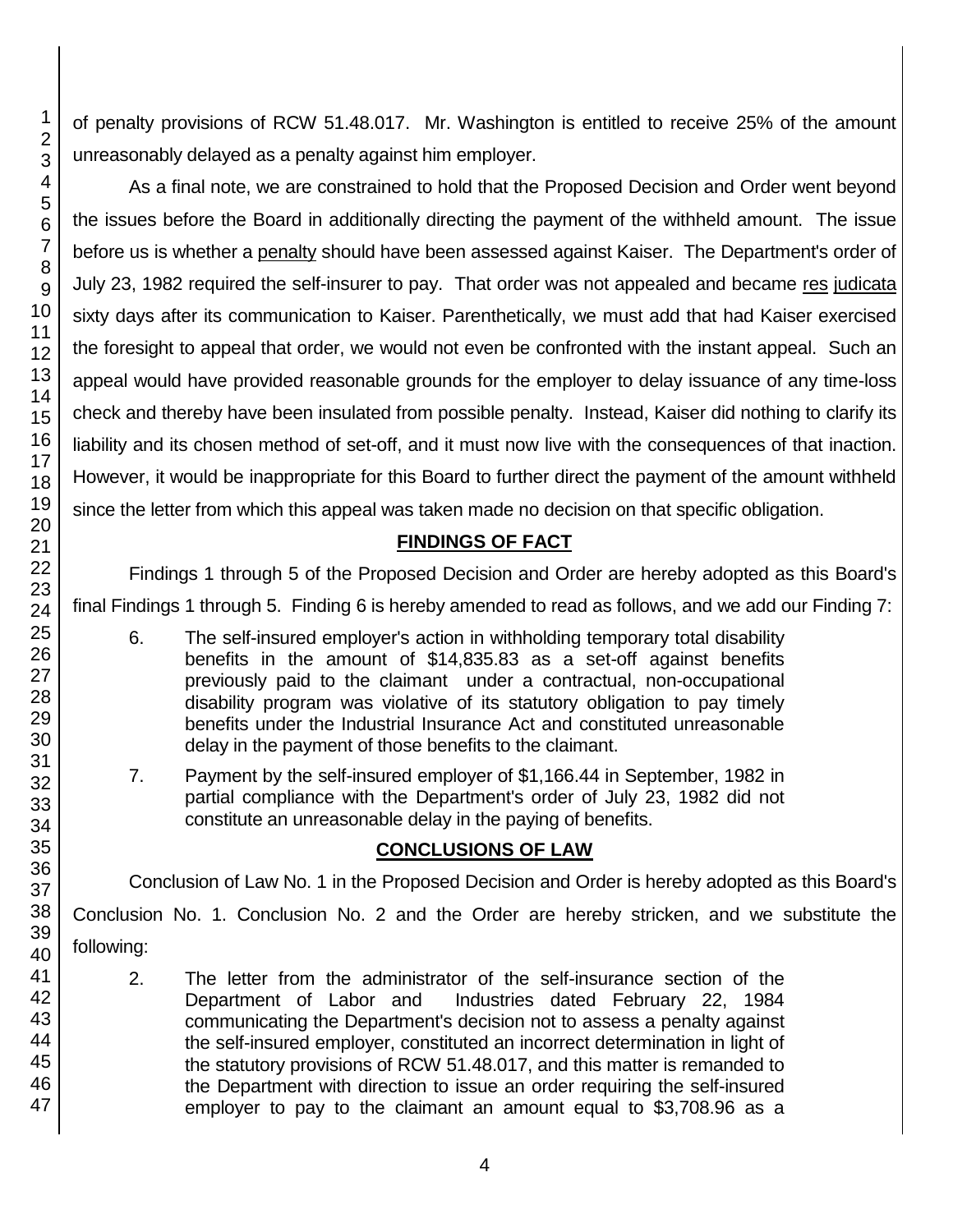of penalty provisions of RCW 51.48.017. Mr. Washington is entitled to receive 25% of the amount unreasonably delayed as a penalty against him employer.

As a final note, we are constrained to hold that the Proposed Decision and Order went beyond the issues before the Board in additionally directing the payment of the withheld amount. The issue before us is whether a penalty should have been assessed against Kaiser. The Department's order of July 23, 1982 required the self-insurer to pay. That order was not appealed and became res judicata sixty days after its communication to Kaiser. Parenthetically, we must add that had Kaiser exercised the foresight to appeal that order, we would not even be confronted with the instant appeal. Such an appeal would have provided reasonable grounds for the employer to delay issuance of any time-loss check and thereby have been insulated from possible penalty. Instead, Kaiser did nothing to clarify its liability and its chosen method of set-off, and it must now live with the consequences of that inaction. However, it would be inappropriate for this Board to further direct the payment of the amount withheld since the letter from which this appeal was taken made no decision on that specific obligation.

## FINDINGS OF FACT

Findings 1 through 5 of the Proposed Decision and Order are hereby adopted as this Board's final Findings 1 through 5. Finding 6 is hereby amended to read as follows, and we add our Finding 7:

6. The self-insured employer's action in withholding temporary total disability benefits in the amount of $14,835.83 as a set-off against benefits previously paid to the claimant under a contractual, non-occupational disability program was violative of its statutory obligation to pay timely benefits under the Industrial Insurance Act and constituted unreasonable delay in the payment of those benefits to the claimant.

7. Payment by the self-insured employer of $1,166.44 in September, 1982 in partial compliance with the Department's order of July 23, 1982 did not constitute an unreasonable delay in the paying of benefits.

## CONCLUSIONS OF LAW

Conclusion of Law No. 1 in the Proposed Decision and Order is hereby adopted as this Board's Conclusion No. 1. Conclusion No. 2 and the Order are hereby stricken, and we substitute the following:

2. The letter from the administrator of the self-insurance section of the Department of Labor and Industries dated February 22, 1984 communicating the Department's decision not to assess a penalty against the self-insured employer, constituted an incorrect determination in light of the statutory provisions of RCW 51.48.017, and this matter is remanded to the Department with direction to issue an order requiring the self-insured employer to pay to the claimant an amount equal to $3,708.96 as a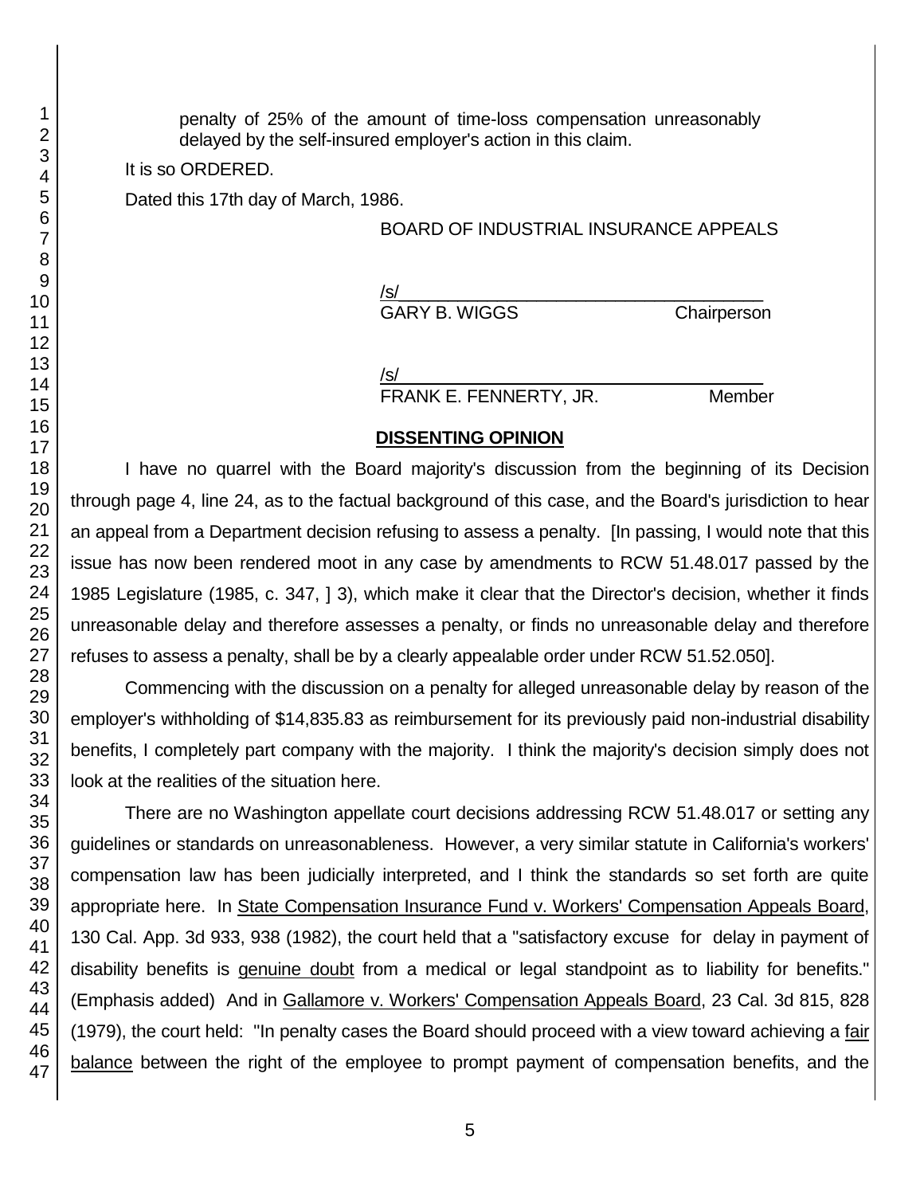penalty of 25% of the amount of time-loss compensation unreasonably delayed by the self-insured employer's action in this claim.

It is so ORDERED.

Dated this 17th day of March, 1986.

BOARD OF INDUSTRIAL INSURANCE APPEALS

/s/
GARY B. WIGGS Chairperson

/s/
FRANK E. FENNERTY, JR. Member

## DISSENTING OPINION

I have no quarrel with the Board majority's discussion from the beginning of its Decision through page 4, line 24, as to the factual background of this case, and the Board's jurisdiction to hear an appeal from a Department decision refusing to assess a penalty. [In passing, I would note that this issue has now been rendered moot in any case by amendments to RCW 51.48.017 passed by the 1985 Legislature (1985, c. 347, ] 3), which make it clear that the Director's decision, whether it finds unreasonable delay and therefore assesses a penalty, or finds no unreasonable delay and therefore refuses to assess a penalty, shall be by a clearly appealable order under RCW 51.52.050].

Commencing with the discussion on a penalty for alleged unreasonable delay by reason of the employer's withholding of $14,835.83 as reimbursement for its previously paid non-industrial disability benefits, I completely part company with the majority. I think the majority's decision simply does not look at the realities of the situation here.

There are no Washington appellate court decisions addressing RCW 51.48.017 or setting any guidelines or standards on unreasonableness. However, a very similar statute in California's workers' compensation law has been judicially interpreted, and I think the standards so set forth are quite appropriate here. In State Compensation Insurance Fund v. Workers' Compensation Appeals Board, 130 Cal. App. 3d 933, 938 (1982), the court held that a "satisfactory excuse for delay in payment of disability benefits is genuine doubt from a medical or legal standpoint as to liability for benefits." (Emphasis added) And in Gallamore v. Workers' Compensation Appeals Board, 23 Cal. 3d 815, 828 (1979), the court held: "In penalty cases the Board should proceed with a view toward achieving a fair balance between the right of the employee to prompt payment of compensation benefits, and the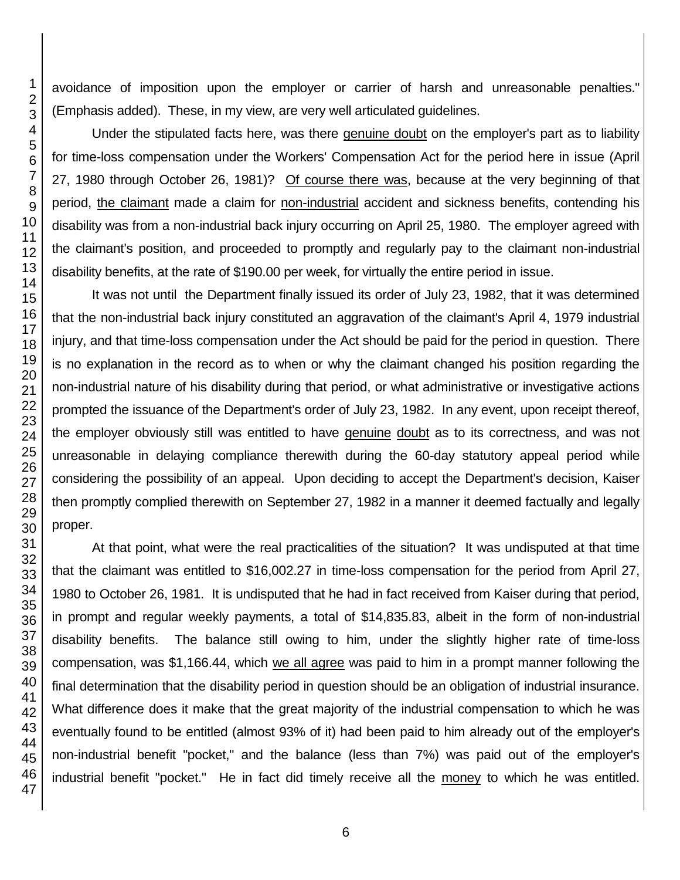avoidance of imposition upon the employer or carrier of harsh and unreasonable penalties." (Emphasis added). These, in my view, are very well articulated guidelines.

Under the stipulated facts here, was there genuine doubt on the employer's part as to liability for time-loss compensation under the Workers' Compensation Act for the period here in issue (April 27, 1980 through October 26, 1981)? Of course there was, because at the very beginning of that period, the claimant made a claim for non-industrial accident and sickness benefits, contending his disability was from a non-industrial back injury occurring on April 25, 1980. The employer agreed with the claimant's position, and proceeded to promptly and regularly pay to the claimant non-industrial disability benefits, at the rate of $190.00 per week, for virtually the entire period in issue.

It was not until the Department finally issued its order of July 23, 1982, that it was determined that the non-industrial back injury constituted an aggravation of the claimant's April 4, 1979 industrial injury, and that time-loss compensation under the Act should be paid for the period in question. There is no explanation in the record as to when or why the claimant changed his position regarding the non-industrial nature of his disability during that period, or what administrative or investigative actions prompted the issuance of the Department's order of July 23, 1982. In any event, upon receipt thereof, the employer obviously still was entitled to have genuine doubt as to its correctness, and was not unreasonable in delaying compliance therewith during the 60-day statutory appeal period while considering the possibility of an appeal. Upon deciding to accept the Department's decision, Kaiser then promptly complied therewith on September 27, 1982 in a manner it deemed factually and legally proper.

At that point, what were the real practicalities of the situation? It was undisputed at that time that the claimant was entitled to $16,002.27 in time-loss compensation for the period from April 27, 1980 to October 26, 1981. It is undisputed that he had in fact received from Kaiser during that period, in prompt and regular weekly payments, a total of $14,835.83, albeit in the form of non-industrial disability benefits. The balance still owing to him, under the slightly higher rate of time-loss compensation, was $1,166.44, which we all agree was paid to him in a prompt manner following the final determination that the disability period in question should be an obligation of industrial insurance. What difference does it make that the great majority of the industrial compensation to which he was eventually found to be entitled (almost 93% of it) had been paid to him already out of the employer's non-industrial benefit "pocket," and the balance (less than 7%) was paid out of the employer's industrial benefit "pocket." He in fact did timely receive all the money to which he was entitled.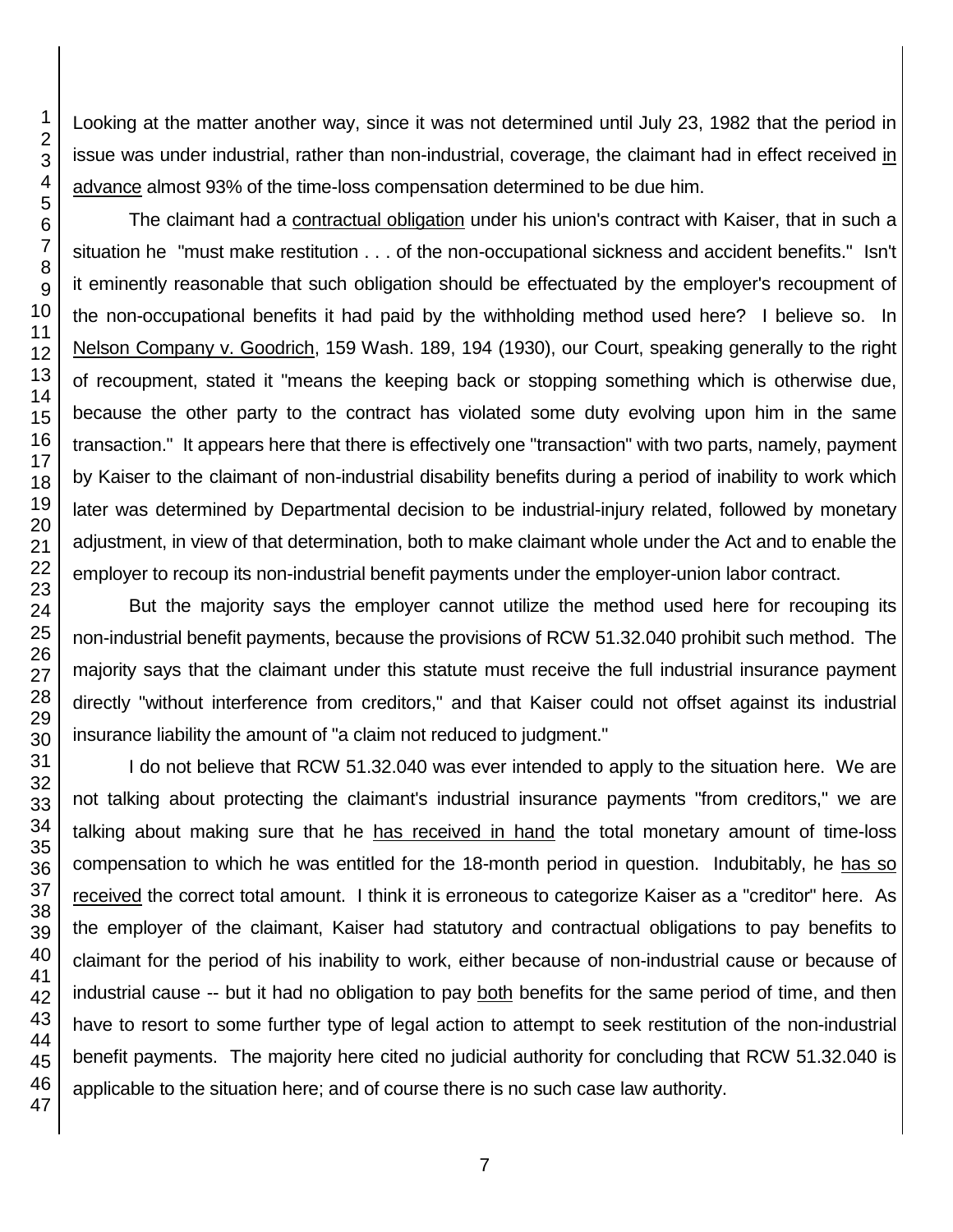Looking at the matter another way, since it was not determined until July 23, 1982 that the period in issue was under industrial, rather than non-industrial, coverage, the claimant had in effect received in advance almost 93% of the time-loss compensation determined to be due him.

The claimant had a contractual obligation under his union's contract with Kaiser, that in such a situation he "must make restitution . . . of the non-occupational sickness and accident benefits." Isn't it eminently reasonable that such obligation should be effectuated by the employer's recoupment of the non-occupational benefits it had paid by the withholding method used here? I believe so. In Nelson Company v. Goodrich, 159 Wash. 189, 194 (1930), our Court, speaking generally to the right of recoupment, stated it "means the keeping back or stopping something which is otherwise due, because the other party to the contract has violated some duty evolving upon him in the same transaction." It appears here that there is effectively one "transaction" with two parts, namely, payment by Kaiser to the claimant of non-industrial disability benefits during a period of inability to work which later was determined by Departmental decision to be industrial-injury related, followed by monetary adjustment, in view of that determination, both to make claimant whole under the Act and to enable the employer to recoup its non-industrial benefit payments under the employer-union labor contract.

But the majority says the employer cannot utilize the method used here for recouping its non-industrial benefit payments, because the provisions of RCW 51.32.040 prohibit such method. The majority says that the claimant under this statute must receive the full industrial insurance payment directly "without interference from creditors," and that Kaiser could not offset against its industrial insurance liability the amount of "a claim not reduced to judgment."

I do not believe that RCW 51.32.040 was ever intended to apply to the situation here. We are not talking about protecting the claimant's industrial insurance payments "from creditors," we are talking about making sure that he has received in hand the total monetary amount of time-loss compensation to which he was entitled for the 18-month period in question. Indubitably, he has so received the correct total amount. I think it is erroneous to categorize Kaiser as a "creditor" here. As the employer of the claimant, Kaiser had statutory and contractual obligations to pay benefits to claimant for the period of his inability to work, either because of non-industrial cause or because of industrial cause -- but it had no obligation to pay both benefits for the same period of time, and then have to resort to some further type of legal action to attempt to seek restitution of the non-industrial benefit payments. The majority here cited no judicial authority for concluding that RCW 51.32.040 is applicable to the situation here; and of course there is no such case law authority.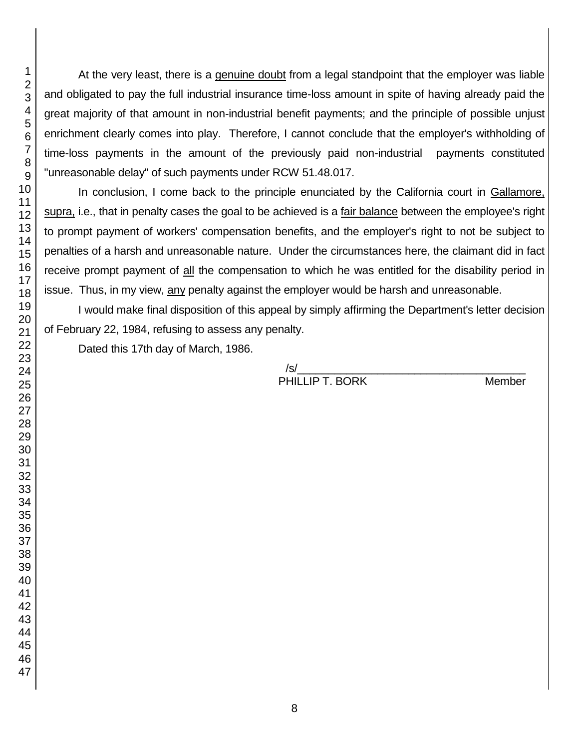At the very least, there is a genuine doubt from a legal standpoint that the employer was liable and obligated to pay the full industrial insurance time-loss amount in spite of having already paid the great majority of that amount in non-industrial benefit payments; and the principle of possible unjust enrichment clearly comes into play. Therefore, I cannot conclude that the employer's withholding of time-loss payments in the amount of the previously paid non-industrial payments constituted "unreasonable delay" of such payments under RCW 51.48.017.

In conclusion, I come back to the principle enunciated by the California court in Gallamore, supra, i.e., that in penalty cases the goal to be achieved is a fair balance between the employee's right to prompt payment of workers' compensation benefits, and the employer's right to not be subject to penalties of a harsh and unreasonable nature. Under the circumstances here, the claimant did in fact receive prompt payment of all the compensation to which he was entitled for the disability period in issue. Thus, in my view, any penalty against the employer would be harsh and unreasonable.

I would make final disposition of this appeal by simply affirming the Department's letter decision of February 22, 1984, refusing to assess any penalty.

Dated this 17th day of March, 1986.

/s/_____________________________________
PHILLIP T. BORK Member